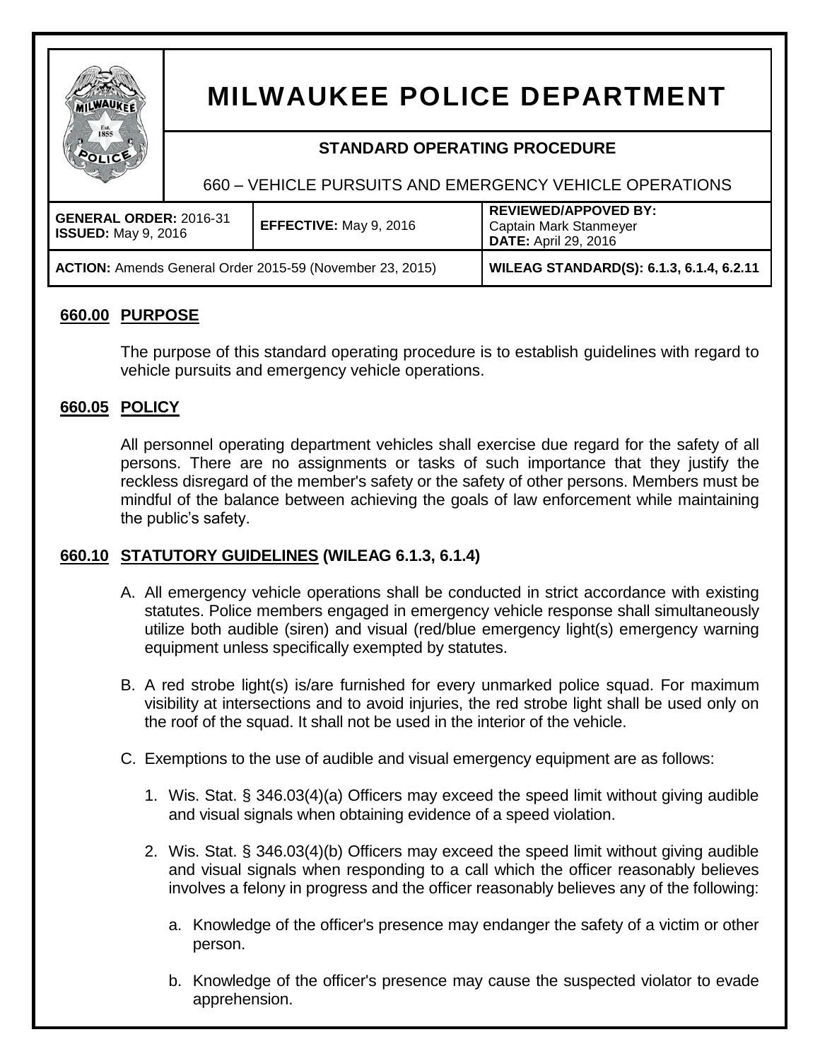# MILWAUKEE POLICE DEPARTMENT

## STANDARD OPERATING PROCEDURE

660 – VEHICLE PURSUITS AND EMERGENCY VEHICLE OPERATIONS

| GENERAL ORDER: 2016-31<br>ISSUED: May 9, 2016 | EFFECTIVE: May 9, 2016 | REVIEWED/APPOVED BY:<br>Captain Mark Stanmeyer<br>DATE: April 29, 2016 |
| --- | --- | --- |
| ACTION: Amends General Order 2015-59 (November 23, 2015) | | WILEAG STANDARD(S): 6.1.3, 6.1.4, 6.2.11 |

## 660.00 PURPOSE

The purpose of this standard operating procedure is to establish guidelines with regard to vehicle pursuits and emergency vehicle operations.

## 660.05 POLICY

All personnel operating department vehicles shall exercise due regard for the safety of all persons. There are no assignments or tasks of such importance that they justify the reckless disregard of the member's safety or the safety of other persons. Members must be mindful of the balance between achieving the goals of law enforcement while maintaining the public's safety.

## 660.10 STATUTORY GUIDELINES (WILEAG 6.1.3, 6.1.4)

A. All emergency vehicle operations shall be conducted in strict accordance with existing statutes. Police members engaged in emergency vehicle response shall simultaneously utilize both audible (siren) and visual (red/blue emergency light(s) emergency warning equipment unless specifically exempted by statutes.

B. A red strobe light(s) is/are furnished for every unmarked police squad. For maximum visibility at intersections and to avoid injuries, the red strobe light shall be used only on the roof of the squad. It shall not be used in the interior of the vehicle.

C. Exemptions to the use of audible and visual emergency equipment are as follows:

1. Wis. Stat. § 346.03(4)(a) Officers may exceed the speed limit without giving audible and visual signals when obtaining evidence of a speed violation.

2. Wis. Stat. § 346.03(4)(b) Officers may exceed the speed limit without giving audible and visual signals when responding to a call which the officer reasonably believes involves a felony in progress and the officer reasonably believes any of the following:

   a. Knowledge of the officer's presence may endanger the safety of a victim or other person.

   b. Knowledge of the officer's presence may cause the suspected violator to evade apprehension.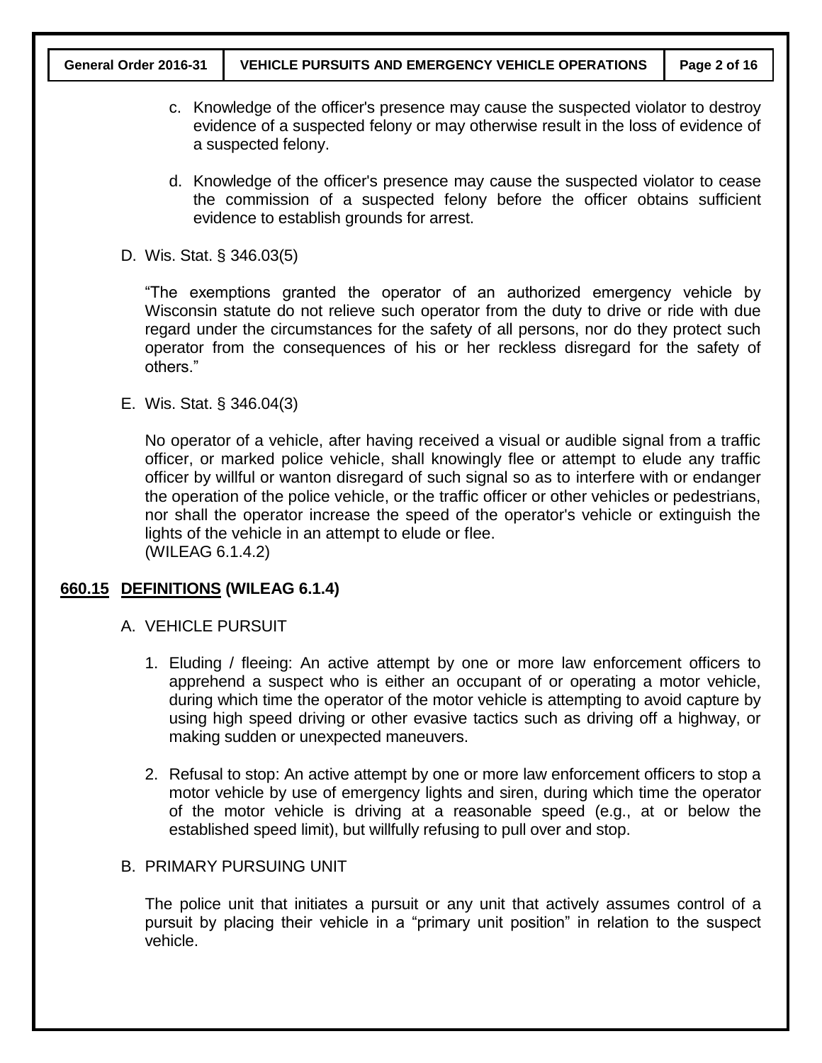c. Knowledge of the officer's presence may cause the suspected violator to destroy evidence of a suspected felony or may otherwise result in the loss of evidence of a suspected felony.

d. Knowledge of the officer's presence may cause the suspected violator to cease the commission of a suspected felony before the officer obtains sufficient evidence to establish grounds for arrest.

D. Wis. Stat. § 346.03(5)

"The exemptions granted the operator of an authorized emergency vehicle by Wisconsin statute do not relieve such operator from the duty to drive or ride with due regard under the circumstances for the safety of all persons, nor do they protect such operator from the consequences of his or her reckless disregard for the safety of others."

E. Wis. Stat. § 346.04(3)

No operator of a vehicle, after having received a visual or audible signal from a traffic officer, or marked police vehicle, shall knowingly flee or attempt to elude any traffic officer by willful or wanton disregard of such signal so as to interfere with or endanger the operation of the police vehicle, or the traffic officer or other vehicles or pedestrians, nor shall the operator increase the speed of the operator's vehicle or extinguish the lights of the vehicle in an attempt to elude or flee.
(WILEAG 6.1.4.2)

## **660.15 DEFINITIONS (WILEAG 6.1.4)**

A. VEHICLE PURSUIT

1. Eluding / fleeing: An active attempt by one or more law enforcement officers to apprehend a suspect who is either an occupant of or operating a motor vehicle, during which time the operator of the motor vehicle is attempting to avoid capture by using high speed driving or other evasive tactics such as driving off a highway, or making sudden or unexpected maneuvers.

2. Refusal to stop: An active attempt by one or more law enforcement officers to stop a motor vehicle by use of emergency lights and siren, during which time the operator of the motor vehicle is driving at a reasonable speed (e.g., at or below the established speed limit), but willfully refusing to pull over and stop.

B. PRIMARY PURSUING UNIT

The police unit that initiates a pursuit or any unit that actively assumes control of a pursuit by placing their vehicle in a "primary unit position" in relation to the suspect vehicle.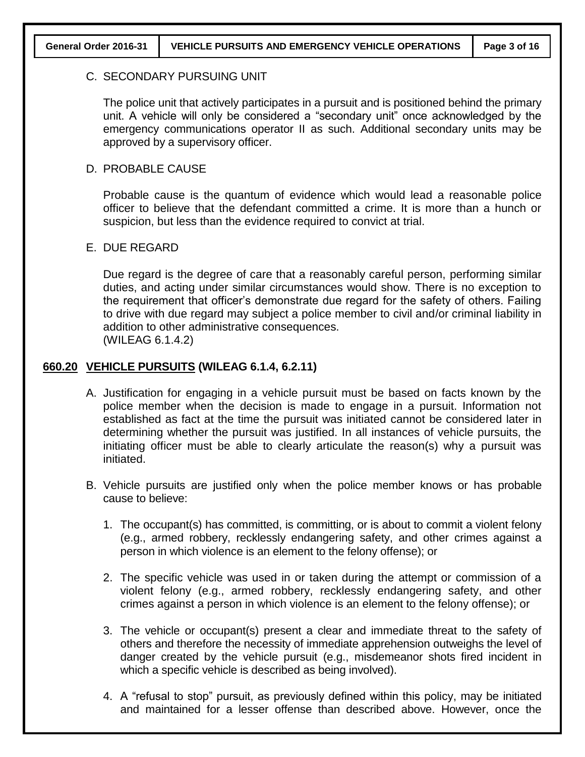C. SECONDARY PURSUING UNIT

The police unit that actively participates in a pursuit and is positioned behind the primary unit. A vehicle will only be considered a "secondary unit" once acknowledged by the emergency communications operator II as such. Additional secondary units may be approved by a supervisory officer.

D. PROBABLE CAUSE

Probable cause is the quantum of evidence which would lead a reasonable police officer to believe that the defendant committed a crime. It is more than a hunch or suspicion, but less than the evidence required to convict at trial.

E. DUE REGARD

Due regard is the degree of care that a reasonably careful person, performing similar duties, and acting under similar circumstances would show. There is no exception to the requirement that officer's demonstrate due regard for the safety of others. Failing to drive with due regard may subject a police member to civil and/or criminal liability in addition to other administrative consequences.
(WILEAG 6.1.4.2)

## 660.20 VEHICLE PURSUITS (WILEAG 6.1.4, 6.2.11)

A. Justification for engaging in a vehicle pursuit must be based on facts known by the police member when the decision is made to engage in a pursuit. Information not established as fact at the time the pursuit was initiated cannot be considered later in determining whether the pursuit was justified. In all instances of vehicle pursuits, the initiating officer must be able to clearly articulate the reason(s) why a pursuit was initiated.

B. Vehicle pursuits are justified only when the police member knows or has probable cause to believe:

1. The occupant(s) has committed, is committing, or is about to commit a violent felony (e.g., armed robbery, recklessly endangering safety, and other crimes against a person in which violence is an element to the felony offense); or

2. The specific vehicle was used in or taken during the attempt or commission of a violent felony (e.g., armed robbery, recklessly endangering safety, and other crimes against a person in which violence is an element to the felony offense); or

3. The vehicle or occupant(s) present a clear and immediate threat to the safety of others and therefore the necessity of immediate apprehension outweighs the level of danger created by the vehicle pursuit (e.g., misdemeanor shots fired incident in which a specific vehicle is described as being involved).

4. A "refusal to stop" pursuit, as previously defined within this policy, may be initiated and maintained for a lesser offense than described above. However, once the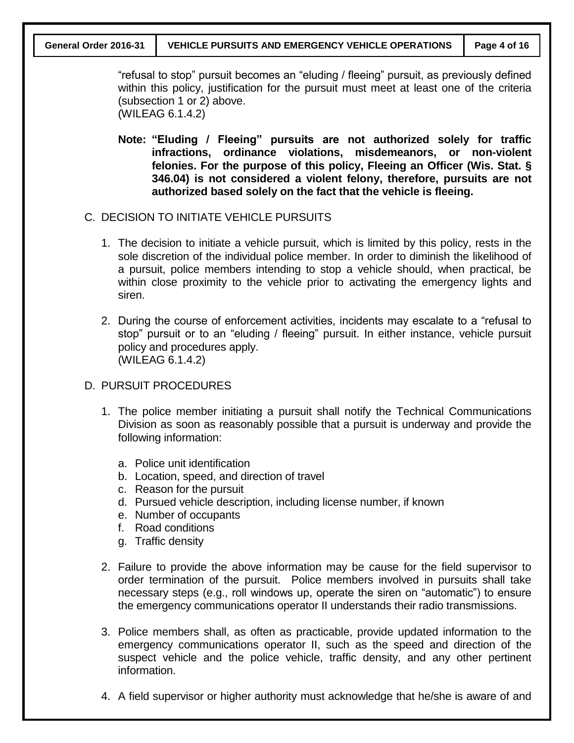"refusal to stop" pursuit becomes an "eluding / fleeing" pursuit, as previously defined within this policy, justification for the pursuit must meet at least one of the criteria (subsection 1 or 2) above.
(WILEAG 6.1.4.2)

**Note: "Eluding / Fleeing" pursuits are not authorized solely for traffic infractions, ordinance violations, misdemeanors, or non-violent felonies. For the purpose of this policy, Fleeing an Officer (Wis. Stat. § 346.04) is not considered a violent felony, therefore, pursuits are not authorized based solely on the fact that the vehicle is fleeing.**

## C. DECISION TO INITIATE VEHICLE PURSUITS

1. The decision to initiate a vehicle pursuit, which is limited by this policy, rests in the sole discretion of the individual police member. In order to diminish the likelihood of a pursuit, police members intending to stop a vehicle should, when practical, be within close proximity to the vehicle prior to activating the emergency lights and siren.

2. During the course of enforcement activities, incidents may escalate to a "refusal to stop" pursuit or to an "eluding / fleeing" pursuit. In either instance, vehicle pursuit policy and procedures apply.
(WILEAG 6.1.4.2)

## D. PURSUIT PROCEDURES

1. The police member initiating a pursuit shall notify the Technical Communications Division as soon as reasonably possible that a pursuit is underway and provide the following information:

    a. Police unit identification
    b. Location, speed, and direction of travel
    c. Reason for the pursuit
    d. Pursued vehicle description, including license number, if known
    e. Number of occupants
    f. Road conditions
    g. Traffic density

2. Failure to provide the above information may be cause for the field supervisor to order termination of the pursuit. Police members involved in pursuits shall take necessary steps (e.g., roll windows up, operate the siren on "automatic") to ensure the emergency communications operator II understands their radio transmissions.

3. Police members shall, as often as practicable, provide updated information to the emergency communications operator II, such as the speed and direction of the suspect vehicle and the police vehicle, traffic density, and any other pertinent information.

4. A field supervisor or higher authority must acknowledge that he/she is aware of and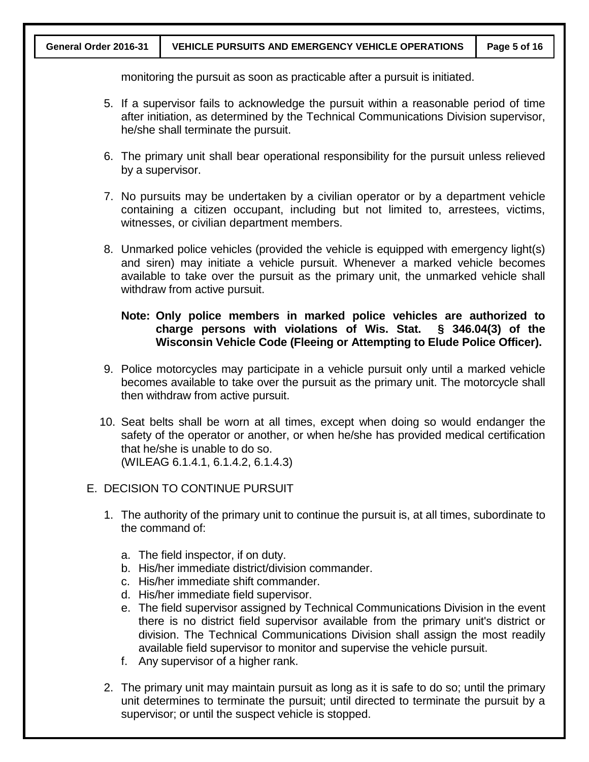monitoring the pursuit as soon as practicable after a pursuit is initiated.

5. If a supervisor fails to acknowledge the pursuit within a reasonable period of time after initiation, as determined by the Technical Communications Division supervisor, he/she shall terminate the pursuit.

6. The primary unit shall bear operational responsibility for the pursuit unless relieved by a supervisor.

7. No pursuits may be undertaken by a civilian operator or by a department vehicle containing a citizen occupant, including but not limited to, arrestees, victims, witnesses, or civilian department members.

8. Unmarked police vehicles (provided the vehicle is equipped with emergency light(s) and siren) may initiate a vehicle pursuit. Whenever a marked vehicle becomes available to take over the pursuit as the primary unit, the unmarked vehicle shall withdraw from active pursuit.

   **Note: Only police members in marked police vehicles are authorized to charge persons with violations of Wis. Stat. § 346.04(3) of the Wisconsin Vehicle Code (Fleeing or Attempting to Elude Police Officer).**

9. Police motorcycles may participate in a vehicle pursuit only until a marked vehicle becomes available to take over the pursuit as the primary unit. The motorcycle shall then withdraw from active pursuit.

10. Seat belts shall be worn at all times, except when doing so would endanger the safety of the operator or another, or when he/she has provided medical certification that he/she is unable to do so.
    (WILEAG 6.1.4.1, 6.1.4.2, 6.1.4.3)

E. DECISION TO CONTINUE PURSUIT

1. The authority of the primary unit to continue the pursuit is, at all times, subordinate to the command of:

   a. The field inspector, if on duty.
   b. His/her immediate district/division commander.
   c. His/her immediate shift commander.
   d. His/her immediate field supervisor.
   e. The field supervisor assigned by Technical Communications Division in the event there is no district field supervisor available from the primary unit's district or division. The Technical Communications Division shall assign the most readily available field supervisor to monitor and supervise the vehicle pursuit.
   f. Any supervisor of a higher rank.

2. The primary unit may maintain pursuit as long as it is safe to do so; until the primary unit determines to terminate the pursuit; until directed to terminate the pursuit by a supervisor; or until the suspect vehicle is stopped.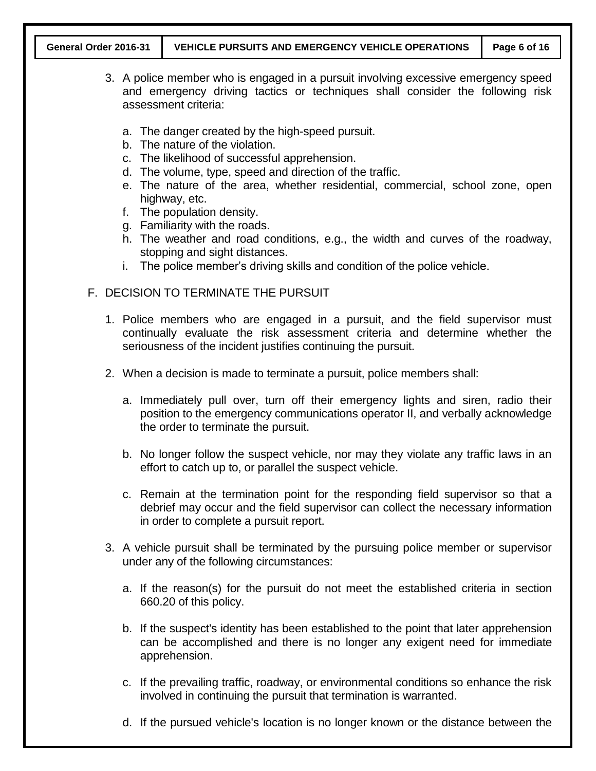3. A police member who is engaged in a pursuit involving excessive emergency speed and emergency driving tactics or techniques shall consider the following risk assessment criteria:

   a. The danger created by the high-speed pursuit.
   b. The nature of the violation.
   c. The likelihood of successful apprehension.
   d. The volume, type, speed and direction of the traffic.
   e. The nature of the area, whether residential, commercial, school zone, open highway, etc.
   f. The population density.
   g. Familiarity with the roads.
   h. The weather and road conditions, e.g., the width and curves of the roadway, stopping and sight distances.
   i. The police member's driving skills and condition of the police vehicle.

F. DECISION TO TERMINATE THE PURSUIT

1. Police members who are engaged in a pursuit, and the field supervisor must continually evaluate the risk assessment criteria and determine whether the seriousness of the incident justifies continuing the pursuit.

2. When a decision is made to terminate a pursuit, police members shall:

   a. Immediately pull over, turn off their emergency lights and siren, radio their position to the emergency communications operator II, and verbally acknowledge the order to terminate the pursuit.

   b. No longer follow the suspect vehicle, nor may they violate any traffic laws in an effort to catch up to, or parallel the suspect vehicle.

   c. Remain at the termination point for the responding field supervisor so that a debrief may occur and the field supervisor can collect the necessary information in order to complete a pursuit report.

3. A vehicle pursuit shall be terminated by the pursuing police member or supervisor under any of the following circumstances:

   a. If the reason(s) for the pursuit do not meet the established criteria in section 660.20 of this policy.

   b. If the suspect's identity has been established to the point that later apprehension can be accomplished and there is no longer any exigent need for immediate apprehension.

   c. If the prevailing traffic, roadway, or environmental conditions so enhance the risk involved in continuing the pursuit that termination is warranted.

   d. If the pursued vehicle's location is no longer known or the distance between the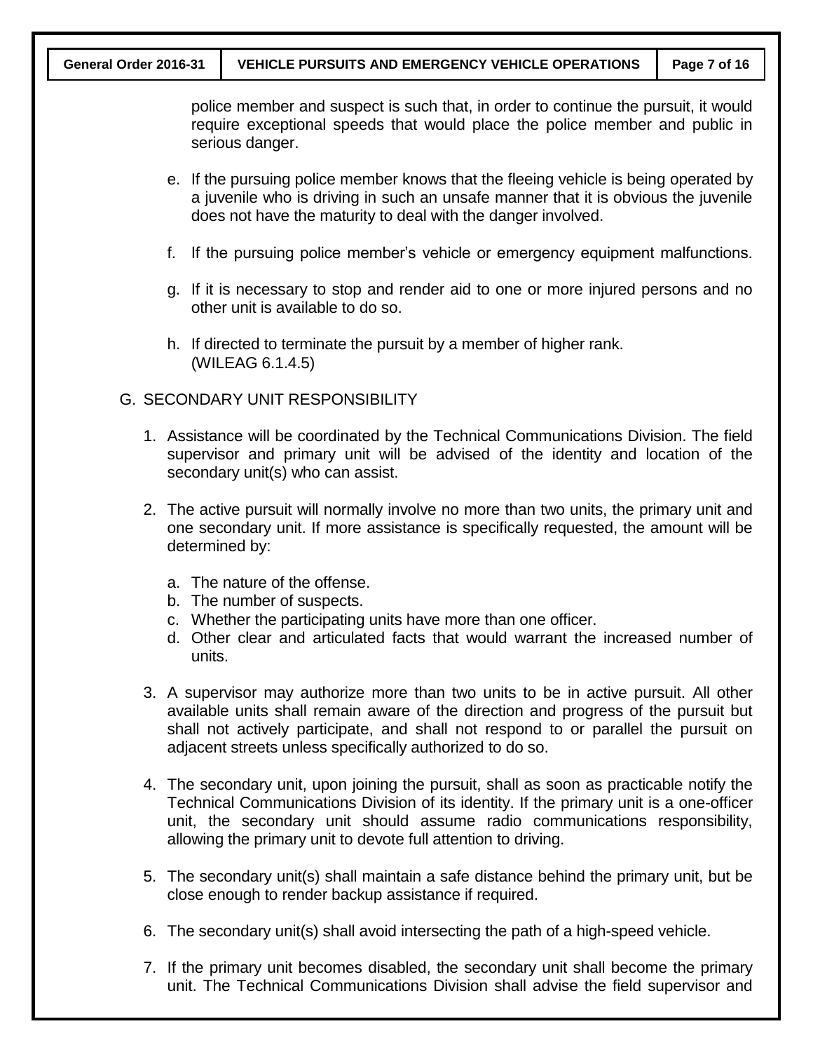police member and suspect is such that, in order to continue the pursuit, it would require exceptional speeds that would place the police member and public in serious danger.

e. If the pursuing police member knows that the fleeing vehicle is being operated by a juvenile who is driving in such an unsafe manner that it is obvious the juvenile does not have the maturity to deal with the danger involved.

f. If the pursuing police member's vehicle or emergency equipment malfunctions.

g. If it is necessary to stop and render aid to one or more injured persons and no other unit is available to do so.

h. If directed to terminate the pursuit by a member of higher rank. (WILEAG 6.1.4.5)

G. SECONDARY UNIT RESPONSIBILITY

1. Assistance will be coordinated by the Technical Communications Division. The field supervisor and primary unit will be advised of the identity and location of the secondary unit(s) who can assist.

2. The active pursuit will normally involve no more than two units, the primary unit and one secondary unit. If more assistance is specifically requested, the amount will be determined by:

   a. The nature of the offense.
   b. The number of suspects.
   c. Whether the participating units have more than one officer.
   d. Other clear and articulated facts that would warrant the increased number of units.

3. A supervisor may authorize more than two units to be in active pursuit. All other available units shall remain aware of the direction and progress of the pursuit but shall not actively participate, and shall not respond to or parallel the pursuit on adjacent streets unless specifically authorized to do so.

4. The secondary unit, upon joining the pursuit, shall as soon as practicable notify the Technical Communications Division of its identity. If the primary unit is a one-officer unit, the secondary unit should assume radio communications responsibility, allowing the primary unit to devote full attention to driving.

5. The secondary unit(s) shall maintain a safe distance behind the primary unit, but be close enough to render backup assistance if required.

6. The secondary unit(s) shall avoid intersecting the path of a high-speed vehicle.

7. If the primary unit becomes disabled, the secondary unit shall become the primary unit. The Technical Communications Division shall advise the field supervisor and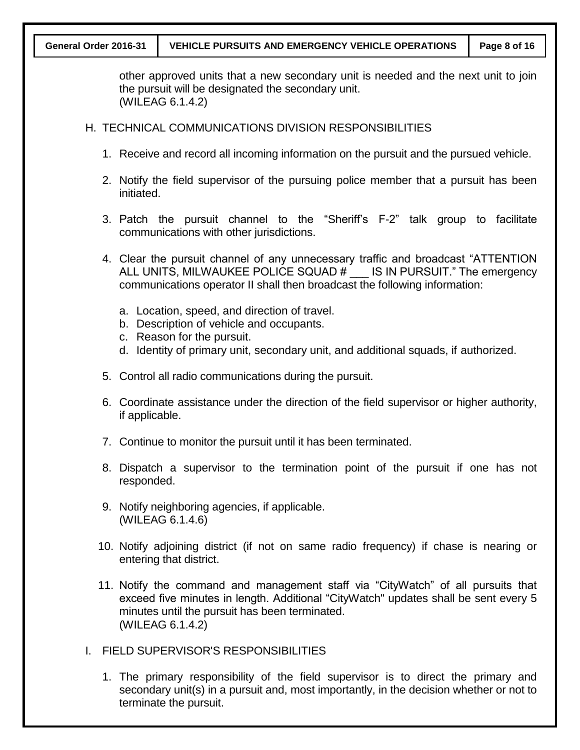other approved units that a new secondary unit is needed and the next unit to join the pursuit will be designated the secondary unit.
(WILEAG 6.1.4.2)

## H. TECHNICAL COMMUNICATIONS DIVISION RESPONSIBILITIES

1. Receive and record all incoming information on the pursuit and the pursued vehicle.

2. Notify the field supervisor of the pursuing police member that a pursuit has been initiated.

3. Patch the pursuit channel to the "Sheriff's F-2" talk group to facilitate communications with other jurisdictions.

4. Clear the pursuit channel of any unnecessary traffic and broadcast "ATTENTION ALL UNITS, MILWAUKEE POLICE SQUAD # ___ IS IN PURSUIT." The emergency communications operator II shall then broadcast the following information:

   a. Location, speed, and direction of travel.
   b. Description of vehicle and occupants.
   c. Reason for the pursuit.
   d. Identity of primary unit, secondary unit, and additional squads, if authorized.

5. Control all radio communications during the pursuit.

6. Coordinate assistance under the direction of the field supervisor or higher authority, if applicable.

7. Continue to monitor the pursuit until it has been terminated.

8. Dispatch a supervisor to the termination point of the pursuit if one has not responded.

9. Notify neighboring agencies, if applicable.
   (WILEAG 6.1.4.6)

10. Notify adjoining district (if not on same radio frequency) if chase is nearing or entering that district.

11. Notify the command and management staff via "CityWatch" of all pursuits that exceed five minutes in length. Additional "CityWatch" updates shall be sent every 5 minutes until the pursuit has been terminated.
    (WILEAG 6.1.4.2)

## I. FIELD SUPERVISOR'S RESPONSIBILITIES

1. The primary responsibility of the field supervisor is to direct the primary and secondary unit(s) in a pursuit and, most importantly, in the decision whether or not to terminate the pursuit.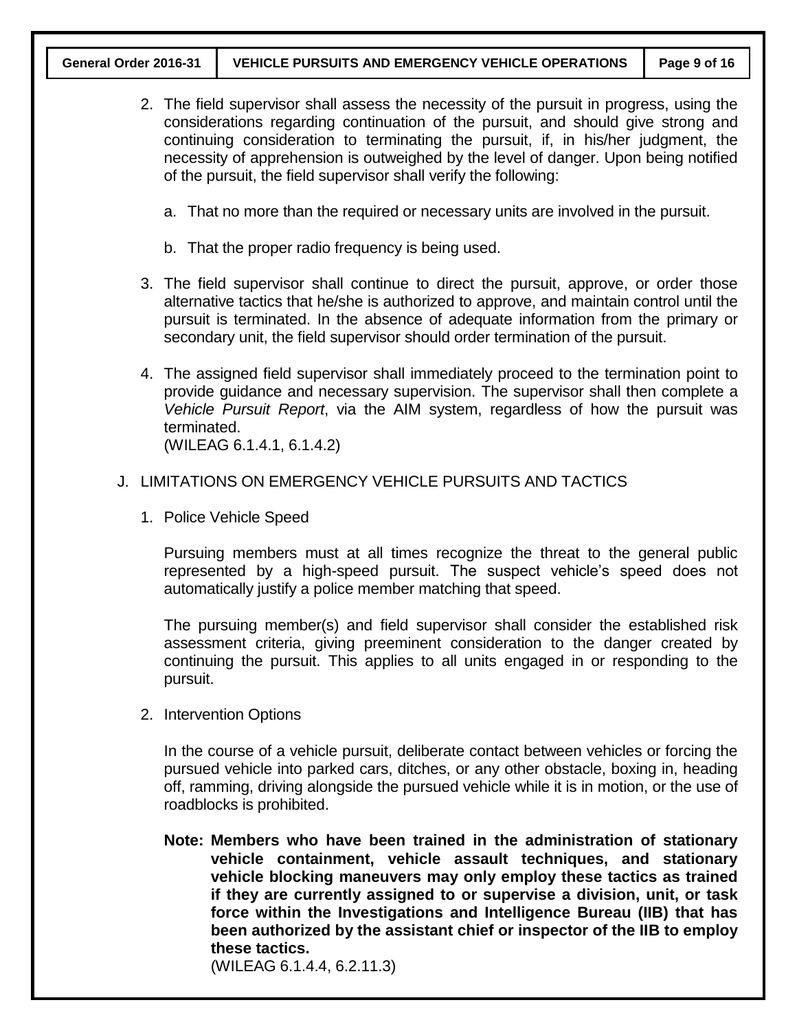2. The field supervisor shall assess the necessity of the pursuit in progress, using the considerations regarding continuation of the pursuit, and should give strong and continuing consideration to terminating the pursuit, if, in his/her judgment, the necessity of apprehension is outweighed by the level of danger. Upon being notified of the pursuit, the field supervisor shall verify the following:

   a. That no more than the required or necessary units are involved in the pursuit.

   b. That the proper radio frequency is being used.

3. The field supervisor shall continue to direct the pursuit, approve, or order those alternative tactics that he/she is authorized to approve, and maintain control until the pursuit is terminated. In the absence of adequate information from the primary or secondary unit, the field supervisor should order termination of the pursuit.

4. The assigned field supervisor shall immediately proceed to the termination point to provide guidance and necessary supervision. The supervisor shall then complete a *Vehicle Pursuit Report*, via the AIM system, regardless of how the pursuit was terminated.
   (WILEAG 6.1.4.1, 6.1.4.2)

J. LIMITATIONS ON EMERGENCY VEHICLE PURSUITS AND TACTICS

1. Police Vehicle Speed

   Pursuing members must at all times recognize the threat to the general public represented by a high-speed pursuit. The suspect vehicle's speed does not automatically justify a police member matching that speed.

   The pursuing member(s) and field supervisor shall consider the established risk assessment criteria, giving preeminent consideration to the danger created by continuing the pursuit. This applies to all units engaged in or responding to the pursuit.

2. Intervention Options

   In the course of a vehicle pursuit, deliberate contact between vehicles or forcing the pursued vehicle into parked cars, ditches, or any other obstacle, boxing in, heading off, ramming, driving alongside the pursued vehicle while it is in motion, or the use of roadblocks is prohibited.

   **Note: Members who have been trained in the administration of stationary vehicle containment, vehicle assault techniques, and stationary vehicle blocking maneuvers may only employ these tactics as trained if they are currently assigned to or supervise a division, unit, or task force within the Investigations and Intelligence Bureau (IIB) that has been authorized by the assistant chief or inspector of the IIB to employ these tactics.**
   (WILEAG 6.1.4.4, 6.2.11.3)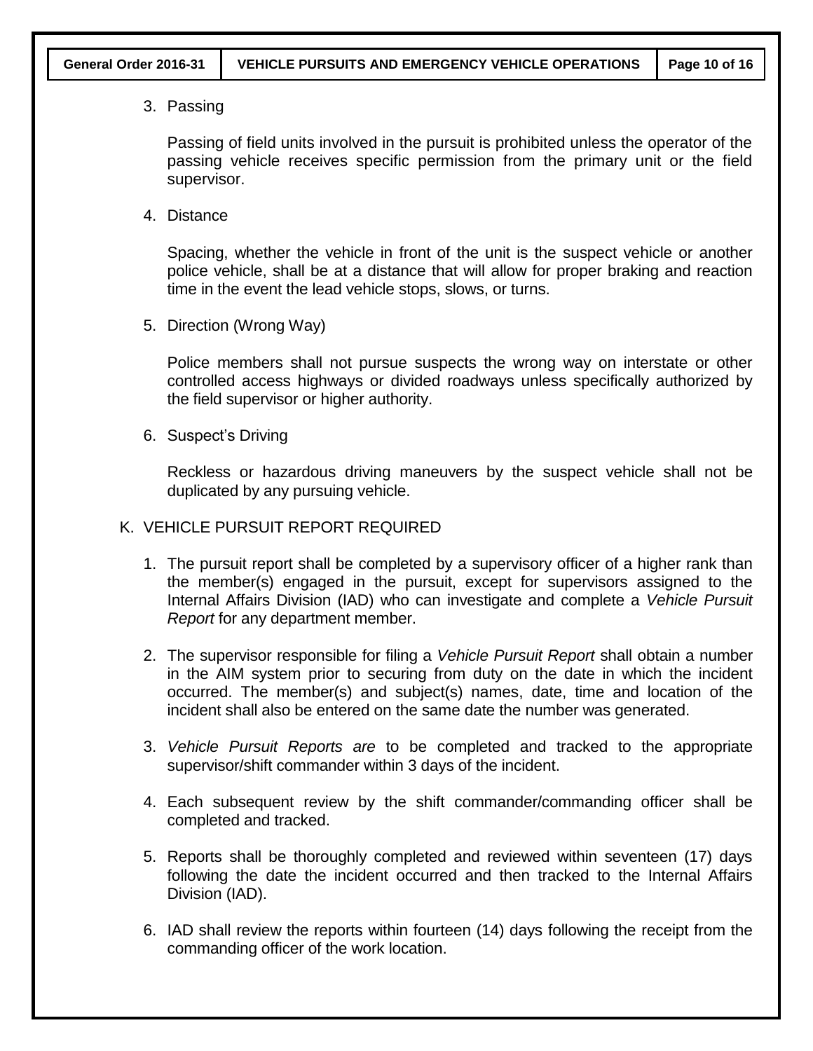3. Passing

   Passing of field units involved in the pursuit is prohibited unless the operator of the passing vehicle receives specific permission from the primary unit or the field supervisor.

4. Distance

   Spacing, whether the vehicle in front of the unit is the suspect vehicle or another police vehicle, shall be at a distance that will allow for proper braking and reaction time in the event the lead vehicle stops, slows, or turns.

5. Direction (Wrong Way)

   Police members shall not pursue suspects the wrong way on interstate or other controlled access highways or divided roadways unless specifically authorized by the field supervisor or higher authority.

6. Suspect's Driving

   Reckless or hazardous driving maneuvers by the suspect vehicle shall not be duplicated by any pursuing vehicle.

K. VEHICLE PURSUIT REPORT REQUIRED

1. The pursuit report shall be completed by a supervisory officer of a higher rank than the member(s) engaged in the pursuit, except for supervisors assigned to the Internal Affairs Division (IAD) who can investigate and complete a *Vehicle Pursuit Report* for any department member.

2. The supervisor responsible for filing a *Vehicle Pursuit Report* shall obtain a number in the AIM system prior to securing from duty on the date in which the incident occurred. The member(s) and subject(s) names, date, time and location of the incident shall also be entered on the same date the number was generated.

3. *Vehicle Pursuit Reports are* to be completed and tracked to the appropriate supervisor/shift commander within 3 days of the incident.

4. Each subsequent review by the shift commander/commanding officer shall be completed and tracked.

5. Reports shall be thoroughly completed and reviewed within seventeen (17) days following the date the incident occurred and then tracked to the Internal Affairs Division (IAD).

6. IAD shall review the reports within fourteen (14) days following the receipt from the commanding officer of the work location.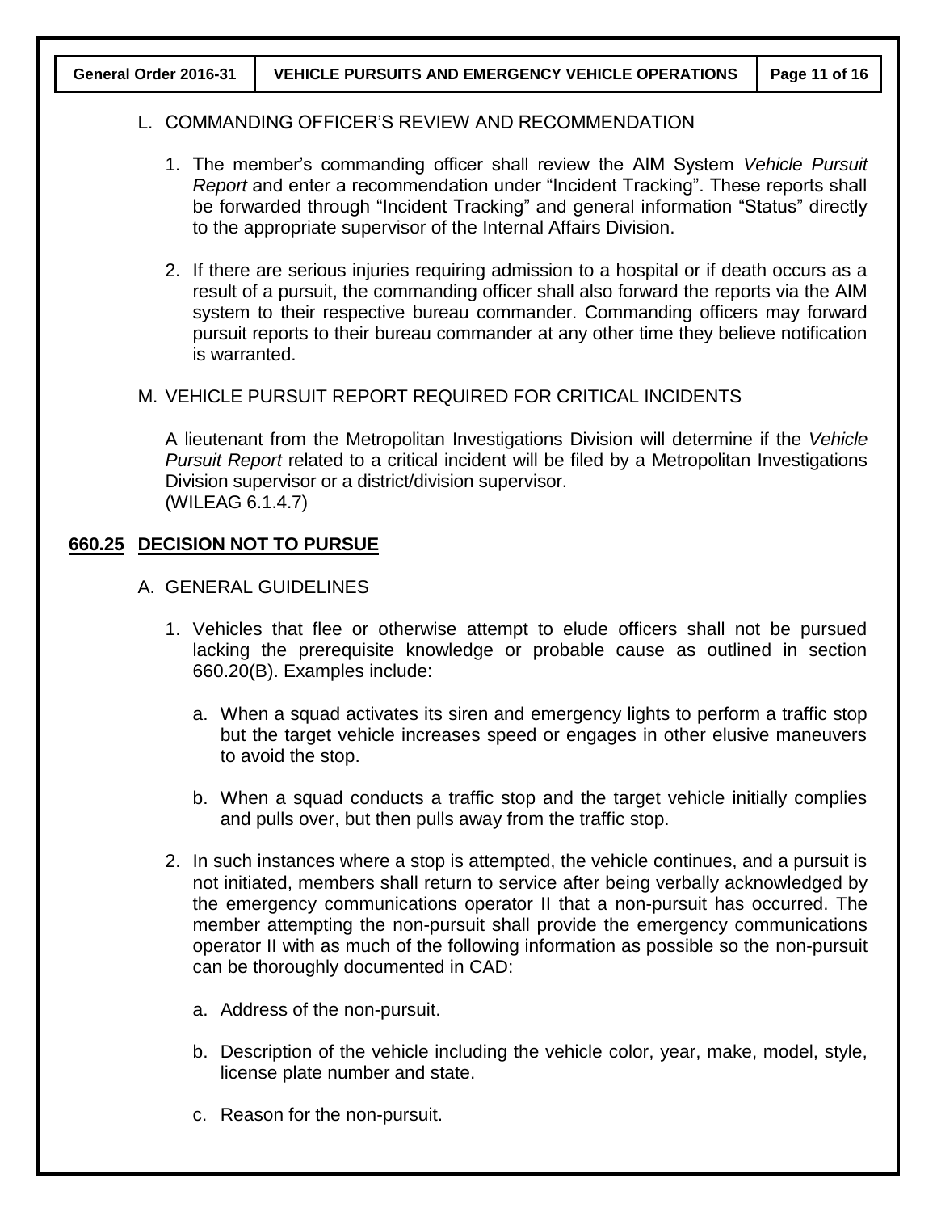L. COMMANDING OFFICER'S REVIEW AND RECOMMENDATION

1. The member's commanding officer shall review the AIM System *Vehicle Pursuit Report* and enter a recommendation under "Incident Tracking". These reports shall be forwarded through "Incident Tracking" and general information "Status" directly to the appropriate supervisor of the Internal Affairs Division.

2. If there are serious injuries requiring admission to a hospital or if death occurs as a result of a pursuit, the commanding officer shall also forward the reports via the AIM system to their respective bureau commander. Commanding officers may forward pursuit reports to their bureau commander at any other time they believe notification is warranted.

M. VEHICLE PURSUIT REPORT REQUIRED FOR CRITICAL INCIDENTS

A lieutenant from the Metropolitan Investigations Division will determine if the *Vehicle Pursuit Report* related to a critical incident will be filed by a Metropolitan Investigations Division supervisor or a district/division supervisor.
(WILEAG 6.1.4.7)

## 660.25 DECISION NOT TO PURSUE

A. GENERAL GUIDELINES

1. Vehicles that flee or otherwise attempt to elude officers shall not be pursued lacking the prerequisite knowledge or probable cause as outlined in section 660.20(B). Examples include:

   a. When a squad activates its siren and emergency lights to perform a traffic stop but the target vehicle increases speed or engages in other elusive maneuvers to avoid the stop.

   b. When a squad conducts a traffic stop and the target vehicle initially complies and pulls over, but then pulls away from the traffic stop.

2. In such instances where a stop is attempted, the vehicle continues, and a pursuit is not initiated, members shall return to service after being verbally acknowledged by the emergency communications operator II that a non-pursuit has occurred. The member attempting the non-pursuit shall provide the emergency communications operator II with as much of the following information as possible so the non-pursuit can be thoroughly documented in CAD:

   a. Address of the non-pursuit.

   b. Description of the vehicle including the vehicle color, year, make, model, style, license plate number and state.

   c. Reason for the non-pursuit.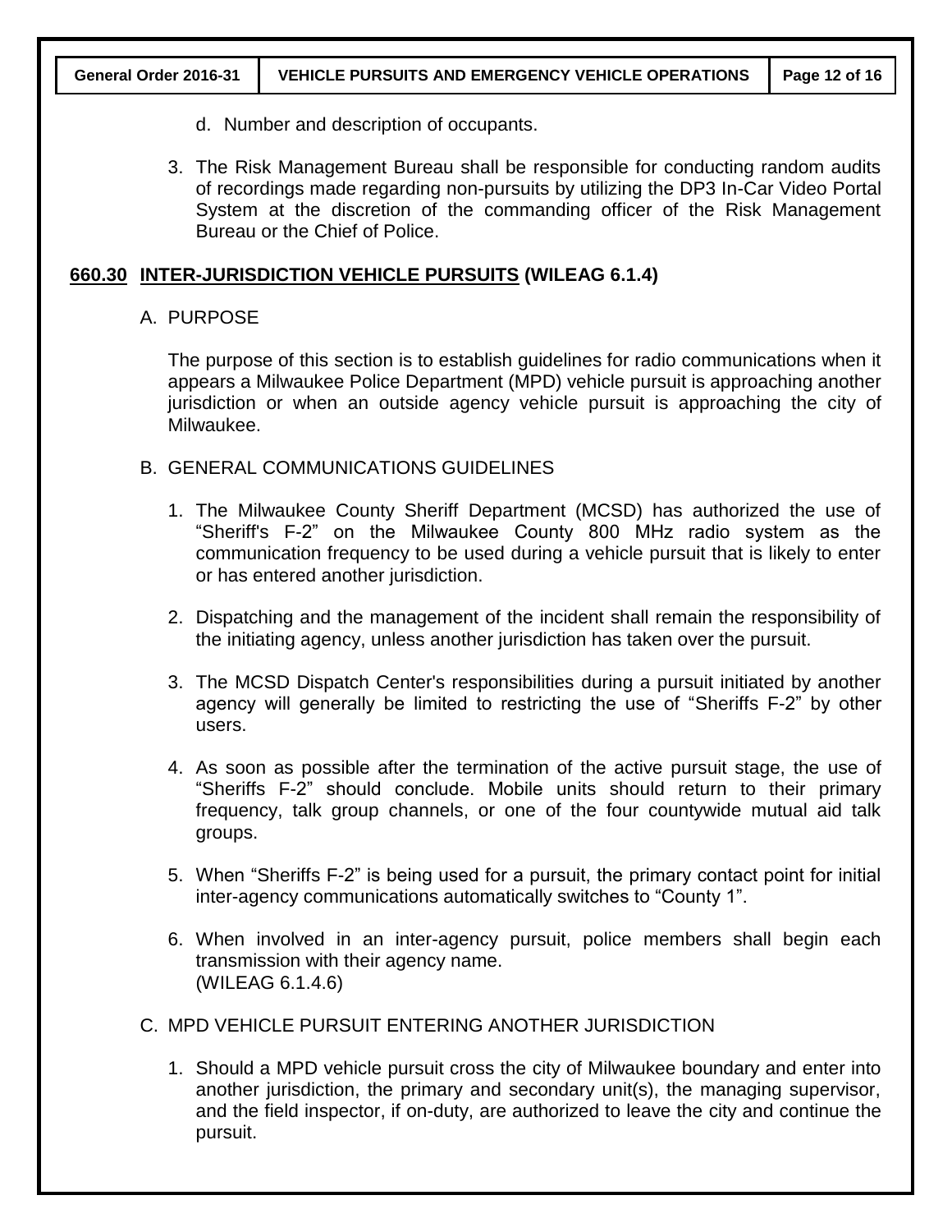d. Number and description of occupants.

3. The Risk Management Bureau shall be responsible for conducting random audits of recordings made regarding non-pursuits by utilizing the DP3 In-Car Video Portal System at the discretion of the commanding officer of the Risk Management Bureau or the Chief of Police.

## 660.30 INTER-JURISDICTION VEHICLE PURSUITS (WILEAG 6.1.4)

A. PURPOSE

The purpose of this section is to establish guidelines for radio communications when it appears a Milwaukee Police Department (MPD) vehicle pursuit is approaching another jurisdiction or when an outside agency vehicle pursuit is approaching the city of Milwaukee.

B. GENERAL COMMUNICATIONS GUIDELINES

1. The Milwaukee County Sheriff Department (MCSD) has authorized the use of "Sheriff's F-2" on the Milwaukee County 800 MHz radio system as the communication frequency to be used during a vehicle pursuit that is likely to enter or has entered another jurisdiction.

2. Dispatching and the management of the incident shall remain the responsibility of the initiating agency, unless another jurisdiction has taken over the pursuit.

3. The MCSD Dispatch Center's responsibilities during a pursuit initiated by another agency will generally be limited to restricting the use of "Sheriffs F-2" by other users.

4. As soon as possible after the termination of the active pursuit stage, the use of "Sheriffs F-2" should conclude. Mobile units should return to their primary frequency, talk group channels, or one of the four countywide mutual aid talk groups.

5. When "Sheriffs F-2" is being used for a pursuit, the primary contact point for initial inter-agency communications automatically switches to "County 1".

6. When involved in an inter-agency pursuit, police members shall begin each transmission with their agency name.
(WILEAG 6.1.4.6)

C. MPD VEHICLE PURSUIT ENTERING ANOTHER JURISDICTION

1. Should a MPD vehicle pursuit cross the city of Milwaukee boundary and enter into another jurisdiction, the primary and secondary unit(s), the managing supervisor, and the field inspector, if on-duty, are authorized to leave the city and continue the pursuit.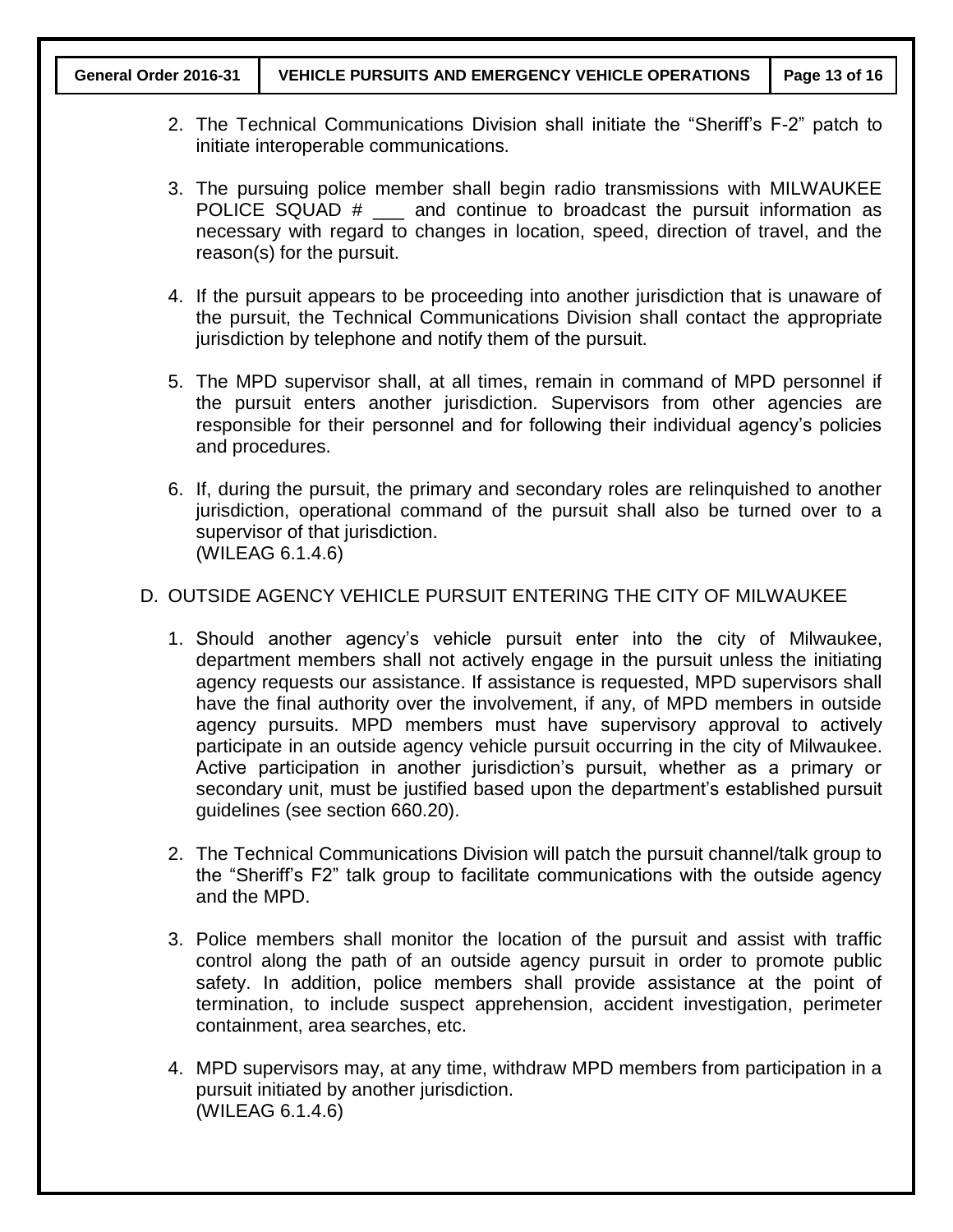2. The Technical Communications Division shall initiate the "Sheriff's F-2" patch to initiate interoperable communications.

3. The pursuing police member shall begin radio transmissions with MILWAUKEE POLICE SQUAD # ___ and continue to broadcast the pursuit information as necessary with regard to changes in location, speed, direction of travel, and the reason(s) for the pursuit.

4. If the pursuit appears to be proceeding into another jurisdiction that is unaware of the pursuit, the Technical Communications Division shall contact the appropriate jurisdiction by telephone and notify them of the pursuit.

5. The MPD supervisor shall, at all times, remain in command of MPD personnel if the pursuit enters another jurisdiction. Supervisors from other agencies are responsible for their personnel and for following their individual agency's policies and procedures.

6. If, during the pursuit, the primary and secondary roles are relinquished to another jurisdiction, operational command of the pursuit shall also be turned over to a supervisor of that jurisdiction.
(WILEAG 6.1.4.6)

D. OUTSIDE AGENCY VEHICLE PURSUIT ENTERING THE CITY OF MILWAUKEE

1. Should another agency's vehicle pursuit enter into the city of Milwaukee, department members shall not actively engage in the pursuit unless the initiating agency requests our assistance. If assistance is requested, MPD supervisors shall have the final authority over the involvement, if any, of MPD members in outside agency pursuits. MPD members must have supervisory approval to actively participate in an outside agency vehicle pursuit occurring in the city of Milwaukee. Active participation in another jurisdiction's pursuit, whether as a primary or secondary unit, must be justified based upon the department's established pursuit guidelines (see section 660.20).

2. The Technical Communications Division will patch the pursuit channel/talk group to the "Sheriff's F2" talk group to facilitate communications with the outside agency and the MPD.

3. Police members shall monitor the location of the pursuit and assist with traffic control along the path of an outside agency pursuit in order to promote public safety. In addition, police members shall provide assistance at the point of termination, to include suspect apprehension, accident investigation, perimeter containment, area searches, etc.

4. MPD supervisors may, at any time, withdraw MPD members from participation in a pursuit initiated by another jurisdiction.
(WILEAG 6.1.4.6)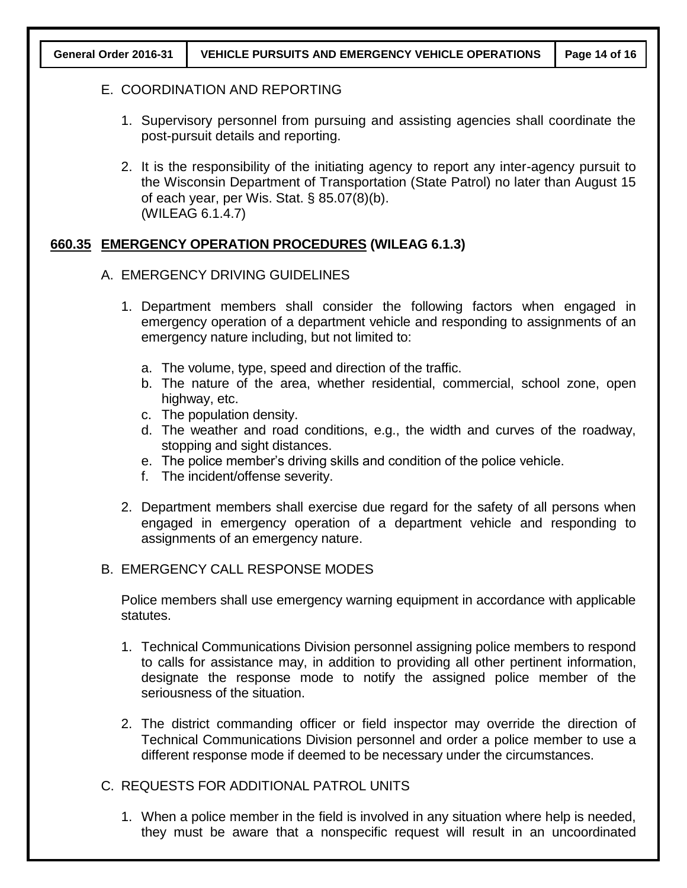E. COORDINATION AND REPORTING

1. Supervisory personnel from pursuing and assisting agencies shall coordinate the post-pursuit details and reporting.

2. It is the responsibility of the initiating agency to report any inter-agency pursuit to the Wisconsin Department of Transportation (State Patrol) no later than August 15 of each year, per Wis. Stat. § 85.07(8)(b).
(WILEAG 6.1.4.7)

## **660.35 EMERGENCY OPERATION PROCEDURES (WILEAG 6.1.3)**

A. EMERGENCY DRIVING GUIDELINES

1. Department members shall consider the following factors when engaged in emergency operation of a department vehicle and responding to assignments of an emergency nature including, but not limited to:

   a. The volume, type, speed and direction of the traffic.
   b. The nature of the area, whether residential, commercial, school zone, open highway, etc.
   c. The population density.
   d. The weather and road conditions, e.g., the width and curves of the roadway, stopping and sight distances.
   e. The police member's driving skills and condition of the police vehicle.
   f. The incident/offense severity.

2. Department members shall exercise due regard for the safety of all persons when engaged in emergency operation of a department vehicle and responding to assignments of an emergency nature.

B. EMERGENCY CALL RESPONSE MODES

Police members shall use emergency warning equipment in accordance with applicable statutes.

1. Technical Communications Division personnel assigning police members to respond to calls for assistance may, in addition to providing all other pertinent information, designate the response mode to notify the assigned police member of the seriousness of the situation.

2. The district commanding officer or field inspector may override the direction of Technical Communications Division personnel and order a police member to use a different response mode if deemed to be necessary under the circumstances.

C. REQUESTS FOR ADDITIONAL PATROL UNITS

1. When a police member in the field is involved in any situation where help is needed, they must be aware that a nonspecific request will result in an uncoordinated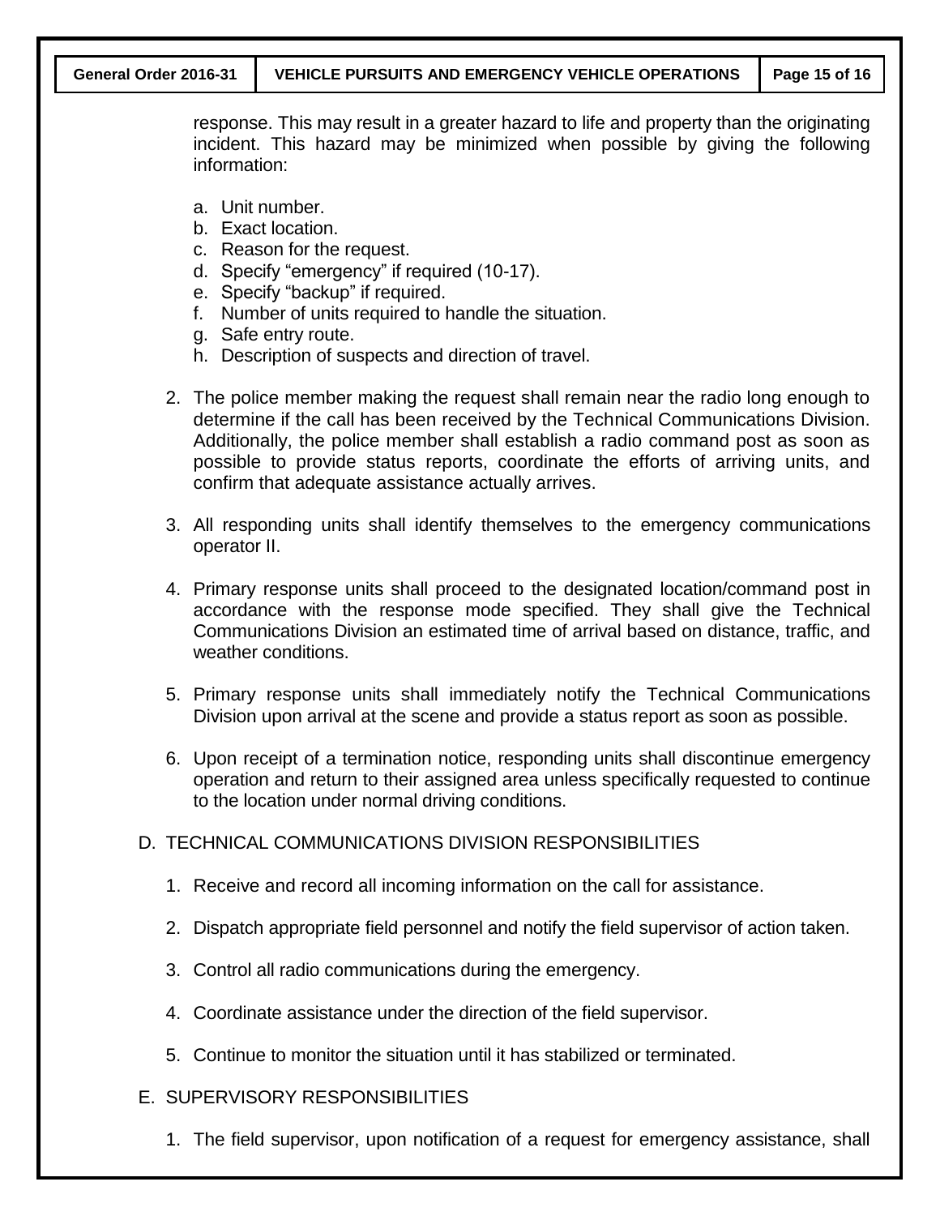response. This may result in a greater hazard to life and property than the originating incident. This hazard may be minimized when possible by giving the following information:

a. Unit number.
b. Exact location.
c. Reason for the request.
d. Specify "emergency" if required (10-17).
e. Specify "backup" if required.
f. Number of units required to handle the situation.
g. Safe entry route.
h. Description of suspects and direction of travel.

2. The police member making the request shall remain near the radio long enough to determine if the call has been received by the Technical Communications Division. Additionally, the police member shall establish a radio command post as soon as possible to provide status reports, coordinate the efforts of arriving units, and confirm that adequate assistance actually arrives.

3. All responding units shall identify themselves to the emergency communications operator II.

4. Primary response units shall proceed to the designated location/command post in accordance with the response mode specified. They shall give the Technical Communications Division an estimated time of arrival based on distance, traffic, and weather conditions.

5. Primary response units shall immediately notify the Technical Communications Division upon arrival at the scene and provide a status report as soon as possible.

6. Upon receipt of a termination notice, responding units shall discontinue emergency operation and return to their assigned area unless specifically requested to continue to the location under normal driving conditions.

D. TECHNICAL COMMUNICATIONS DIVISION RESPONSIBILITIES

1. Receive and record all incoming information on the call for assistance.

2. Dispatch appropriate field personnel and notify the field supervisor of action taken.

3. Control all radio communications during the emergency.

4. Coordinate assistance under the direction of the field supervisor.

5. Continue to monitor the situation until it has stabilized or terminated.

E. SUPERVISORY RESPONSIBILITIES

1. The field supervisor, upon notification of a request for emergency assistance, shall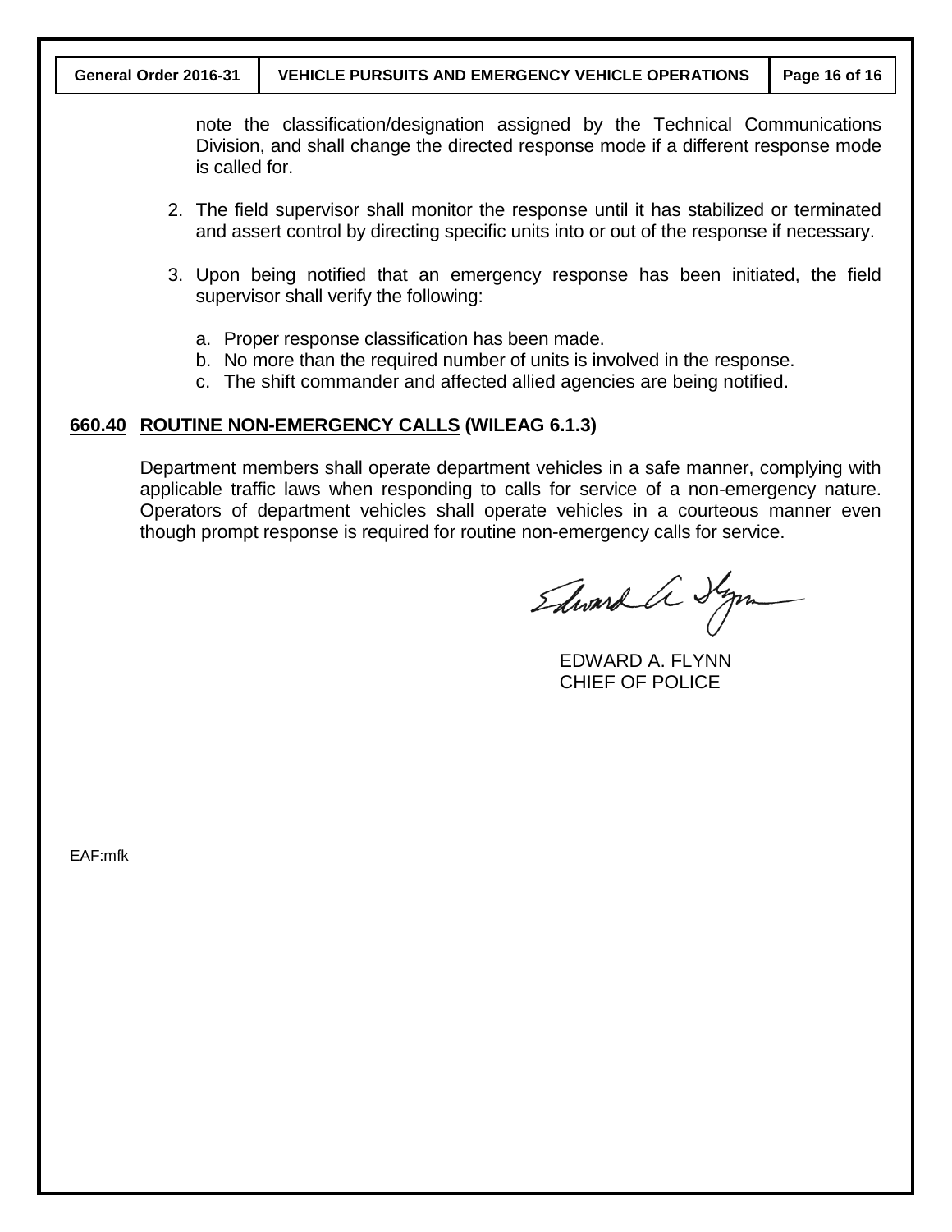note the classification/designation assigned by the Technical Communications Division, and shall change the directed response mode if a different response mode is called for.

2. The field supervisor shall monitor the response until it has stabilized or terminated and assert control by directing specific units into or out of the response if necessary.

3. Upon being notified that an emergency response has been initiated, the field supervisor shall verify the following:

   a. Proper response classification has been made.
   b. No more than the required number of units is involved in the response.
   c. The shift commander and affected allied agencies are being notified.

## 660.40 ROUTINE NON-EMERGENCY CALLS (WILEAG 6.1.3)

Department members shall operate department vehicles in a safe manner, complying with applicable traffic laws when responding to calls for service of a non-emergency nature. Operators of department vehicles shall operate vehicles in a courteous manner even though prompt response is required for routine non-emergency calls for service.

EDWARD A. FLYNN
CHIEF OF POLICE

EAF:mfk